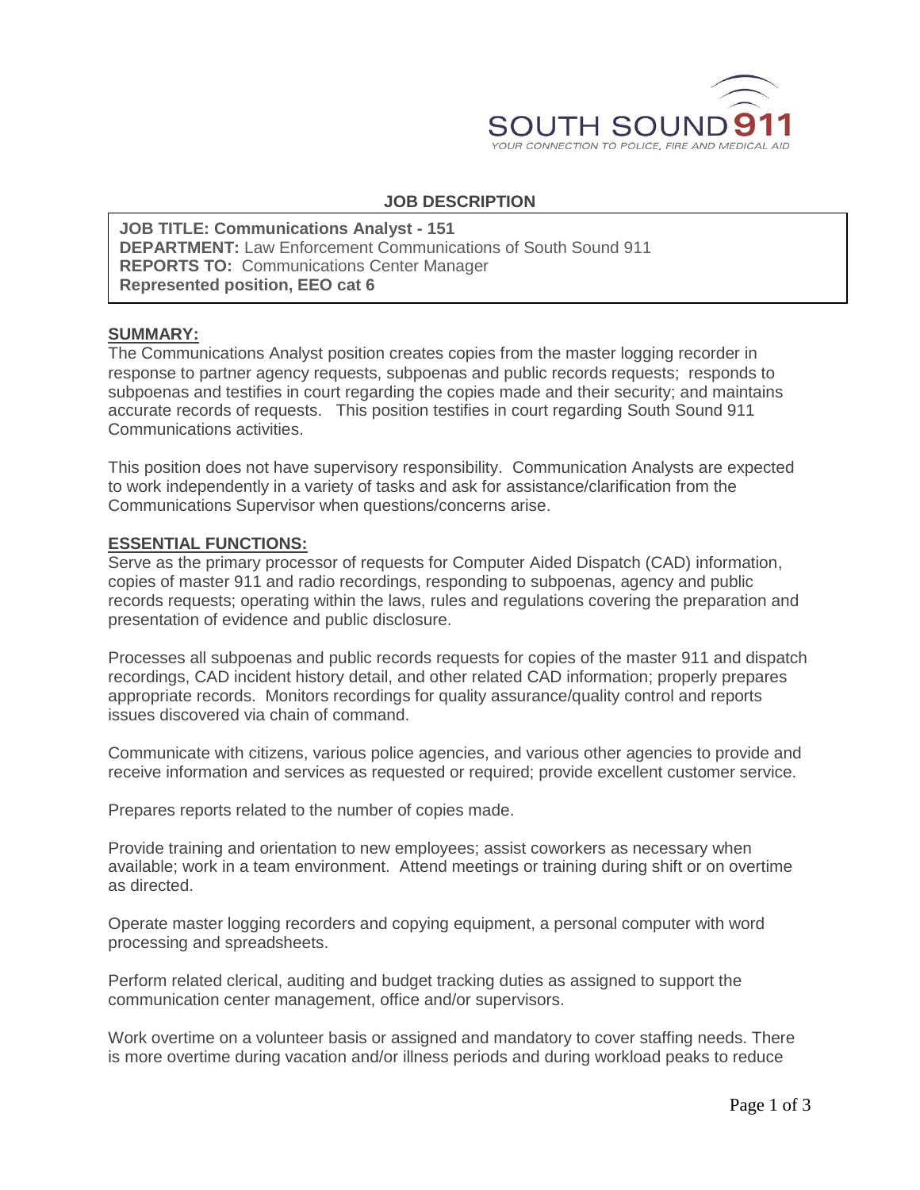SOUTH SOUND 911

YOUR CONNECTION TO POLICE, FIRE AND MEDICAL AID

# JOB DESCRIPTION

**JOB TITLE: Communications Analyst - 151**
**DEPARTMENT:** Law Enforcement Communications of South Sound 911
**REPORTS TO:** Communications Center Manager
**Represented position, EEO cat 6**

## SUMMARY:

The Communications Analyst position creates copies from the master logging recorder in response to partner agency requests, subpoenas and public records requests; responds to subpoenas and testifies in court regarding the copies made and their security; and maintains accurate records of requests. This position testifies in court regarding South Sound 911 Communications activities.

This position does not have supervisory responsibility. Communication Analysts are expected to work independently in a variety of tasks and ask for assistance/clarification from the Communications Supervisor when questions/concerns arise.

## ESSENTIAL FUNCTIONS:

Serve as the primary processor of requests for Computer Aided Dispatch (CAD) information, copies of master 911 and radio recordings, responding to subpoenas, agency and public records requests; operating within the laws, rules and regulations covering the preparation and presentation of evidence and public disclosure.

Processes all subpoenas and public records requests for copies of the master 911 and dispatch recordings, CAD incident history detail, and other related CAD information; properly prepares appropriate records. Monitors recordings for quality assurance/quality control and reports issues discovered via chain of command.

Communicate with citizens, various police agencies, and various other agencies to provide and receive information and services as requested or required; provide excellent customer service.

Prepares reports related to the number of copies made.

Provide training and orientation to new employees; assist coworkers as necessary when available; work in a team environment. Attend meetings or training during shift or on overtime as directed.

Operate master logging recorders and copying equipment, a personal computer with word processing and spreadsheets.

Perform related clerical, auditing and budget tracking duties as assigned to support the communication center management, office and/or supervisors.

Work overtime on a volunteer basis or assigned and mandatory to cover staffing needs. There is more overtime during vacation and/or illness periods and during workload peaks to reduce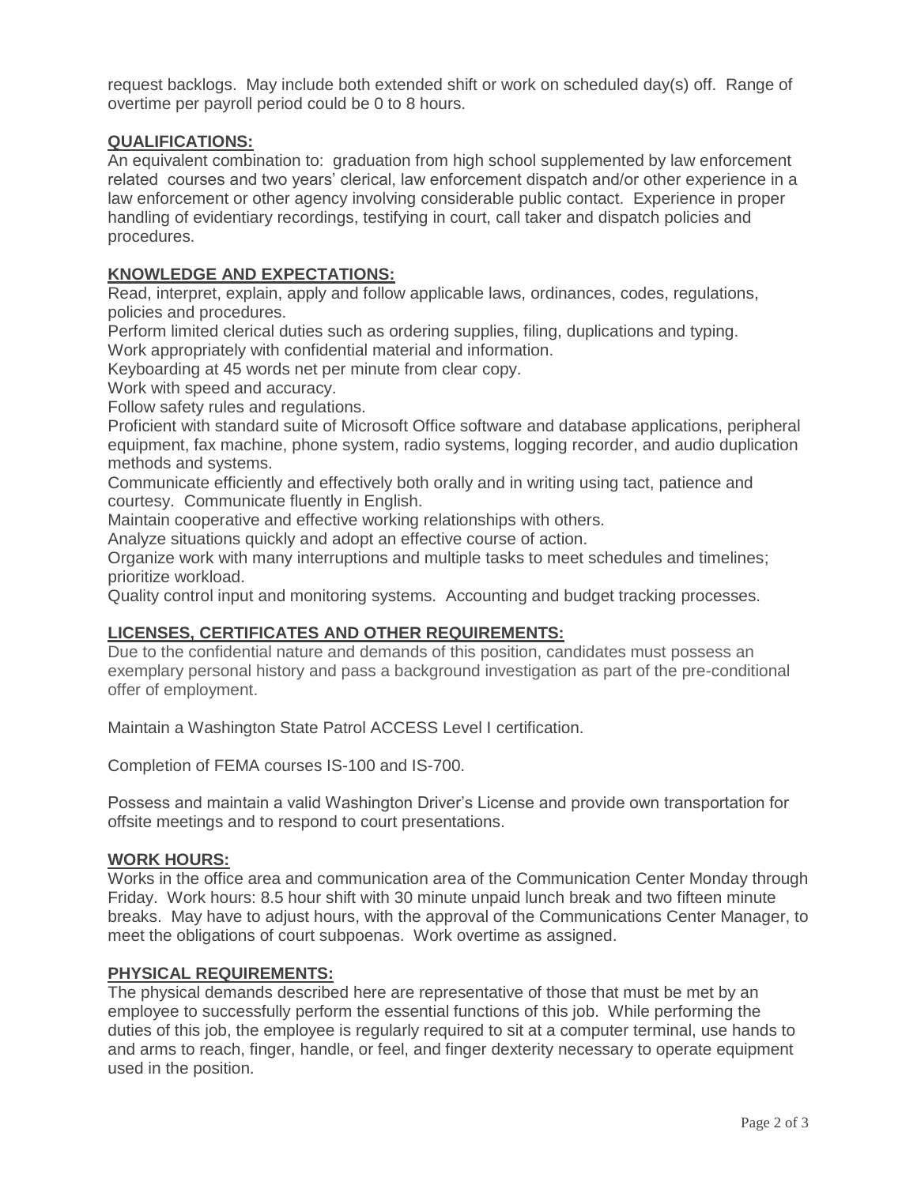request backlogs. May include both extended shift or work on scheduled day(s) off. Range of overtime per payroll period could be 0 to 8 hours.

## QUALIFICATIONS:

An equivalent combination to: graduation from high school supplemented by law enforcement related courses and two years' clerical, law enforcement dispatch and/or other experience in a law enforcement or other agency involving considerable public contact. Experience in proper handling of evidentiary recordings, testifying in court, call taker and dispatch policies and procedures.

## KNOWLEDGE AND EXPECTATIONS:

Read, interpret, explain, apply and follow applicable laws, ordinances, codes, regulations, policies and procedures.
Perform limited clerical duties such as ordering supplies, filing, duplications and typing.
Work appropriately with confidential material and information.
Keyboarding at 45 words net per minute from clear copy.
Work with speed and accuracy.
Follow safety rules and regulations.
Proficient with standard suite of Microsoft Office software and database applications, peripheral equipment, fax machine, phone system, radio systems, logging recorder, and audio duplication methods and systems.
Communicate efficiently and effectively both orally and in writing using tact, patience and courtesy. Communicate fluently in English.
Maintain cooperative and effective working relationships with others.
Analyze situations quickly and adopt an effective course of action.
Organize work with many interruptions and multiple tasks to meet schedules and timelines; prioritize workload.
Quality control input and monitoring systems. Accounting and budget tracking processes.

## LICENSES, CERTIFICATES AND OTHER REQUIREMENTS:

Due to the confidential nature and demands of this position, candidates must possess an exemplary personal history and pass a background investigation as part of the pre-conditional offer of employment.

Maintain a Washington State Patrol ACCESS Level I certification.

Completion of FEMA courses IS-100 and IS-700.

Possess and maintain a valid Washington Driver's License and provide own transportation for offsite meetings and to respond to court presentations.

## WORK HOURS:

Works in the office area and communication area of the Communication Center Monday through Friday. Work hours: 8.5 hour shift with 30 minute unpaid lunch break and two fifteen minute breaks. May have to adjust hours, with the approval of the Communications Center Manager, to meet the obligations of court subpoenas. Work overtime as assigned.

## PHYSICAL REQUIREMENTS:

The physical demands described here are representative of those that must be met by an employee to successfully perform the essential functions of this job. While performing the duties of this job, the employee is regularly required to sit at a computer terminal, use hands to and arms to reach, finger, handle, or feel, and finger dexterity necessary to operate equipment used in the position.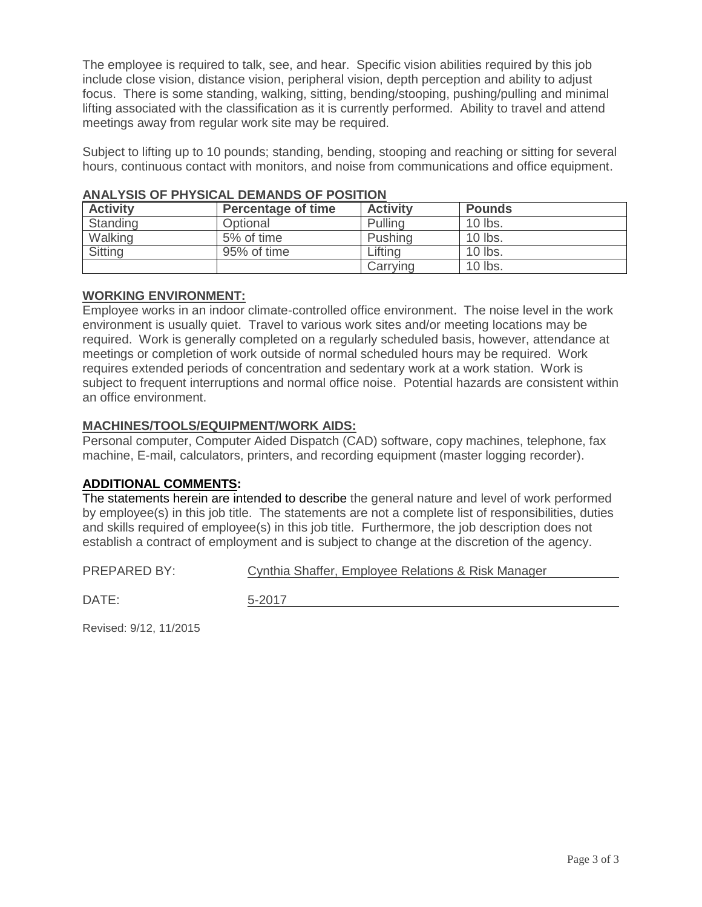The employee is required to talk, see, and hear. Specific vision abilities required by this job include close vision, distance vision, peripheral vision, depth perception and ability to adjust focus. There is some standing, walking, sitting, bending/stooping, pushing/pulling and minimal lifting associated with the classification as it is currently performed. Ability to travel and attend meetings away from regular work site may be required.

Subject to lifting up to 10 pounds; standing, bending, stooping and reaching or sitting for several hours, continuous contact with monitors, and noise from communications and office equipment.

## ANALYSIS OF PHYSICAL DEMANDS OF POSITION

| Activity | Percentage of time | Activity | Pounds |
|---|---|---|---|
| Standing | Optional | Pulling | 10 lbs. |
| Walking | 5% of time | Pushing | 10 lbs. |
| Sitting | 95% of time | Lifting | 10 lbs. |
| | | Carrying | 10 lbs. |

## WORKING ENVIRONMENT:

Employee works in an indoor climate-controlled office environment. The noise level in the work environment is usually quiet. Travel to various work sites and/or meeting locations may be required. Work is generally completed on a regularly scheduled basis, however, attendance at meetings or completion of work outside of normal scheduled hours may be required. Work requires extended periods of concentration and sedentary work at a work station. Work is subject to frequent interruptions and normal office noise. Potential hazards are consistent within an office environment.

## MACHINES/TOOLS/EQUIPMENT/WORK AIDS:

Personal computer, Computer Aided Dispatch (CAD) software, copy machines, telephone, fax machine, E-mail, calculators, printers, and recording equipment (master logging recorder).

## ADDITIONAL COMMENTS:

The statements herein are intended to describe the general nature and level of work performed by employee(s) in this job title. The statements are not a complete list of responsibilities, duties and skills required of employee(s) in this job title. Furthermore, the job description does not establish a contract of employment and is subject to change at the discretion of the agency.

PREPARED BY: Cynthia Shaffer, Employee Relations & Risk Manager

DATE: 5-2017

Revised: 9/12, 11/2015